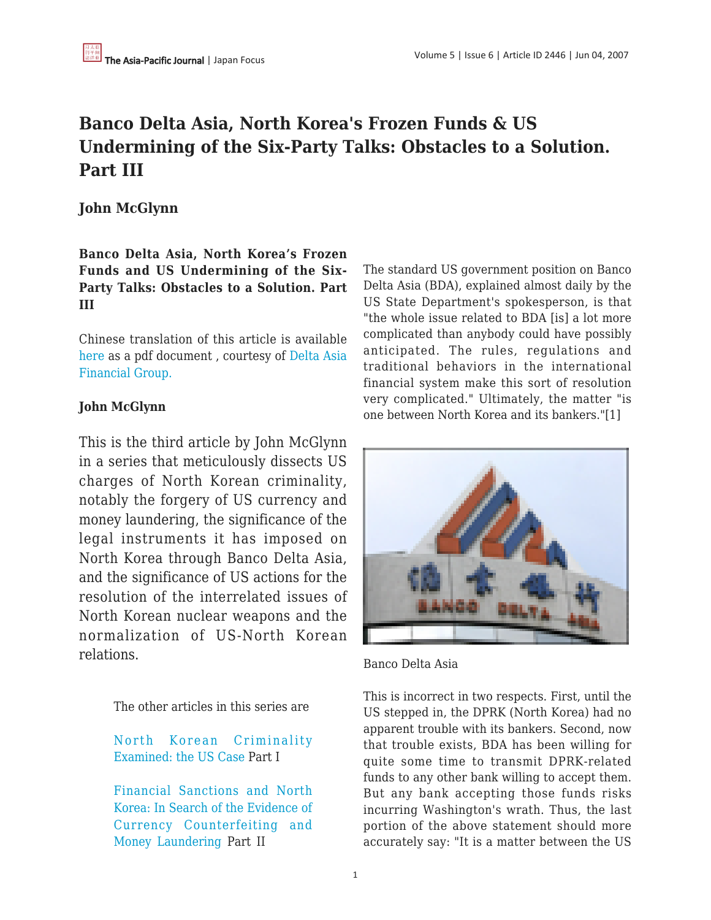# Banco Delta Asia, North Korea's Frozen Funds & US Undermining of the Six-Party Talks: Obstacles to a Solution. Part III

## John McGlynn

**Banco Delta Asia, North Korea's Frozen Funds and US Undermining of the Six-Party Talks: Obstacles to a Solution. Part III**

Chinese translation of this article is available here as a pdf document , courtesy of Delta Asia Financial Group.

**John McGlynn**

This is the third article by John McGlynn in a series that meticulously dissects US charges of North Korean criminality, notably the forgery of US currency and money laundering, the significance of the legal instruments it has imposed on North Korea through Banco Delta Asia, and the significance of US actions for the resolution of the interrelated issues of North Korean nuclear weapons and the normalization of US-North Korean relations.

> The other articles in this series are
>
> North Korean Criminality Examined: the US Case Part I
>
> Financial Sanctions and North Korea: In Search of the Evidence of Currency Counterfeiting and Money Laundering Part II

The standard US government position on Banco Delta Asia (BDA), explained almost daily by the US State Department's spokesperson, is that "the whole issue related to BDA [is] a lot more complicated than anybody could have possibly anticipated. The rules, regulations and traditional behaviors in the international financial system make this sort of resolution very complicated." Ultimately, the matter "is one between North Korea and its bankers."[1]

Banco Delta Asia

This is incorrect in two respects. First, until the US stepped in, the DPRK (North Korea) had no apparent trouble with its bankers. Second, now that trouble exists, BDA has been willing for quite some time to transmit DPRK-related funds to any other bank willing to accept them. But any bank accepting those funds risks incurring Washington's wrath. Thus, the last portion of the above statement should more accurately say: "It is a matter between the US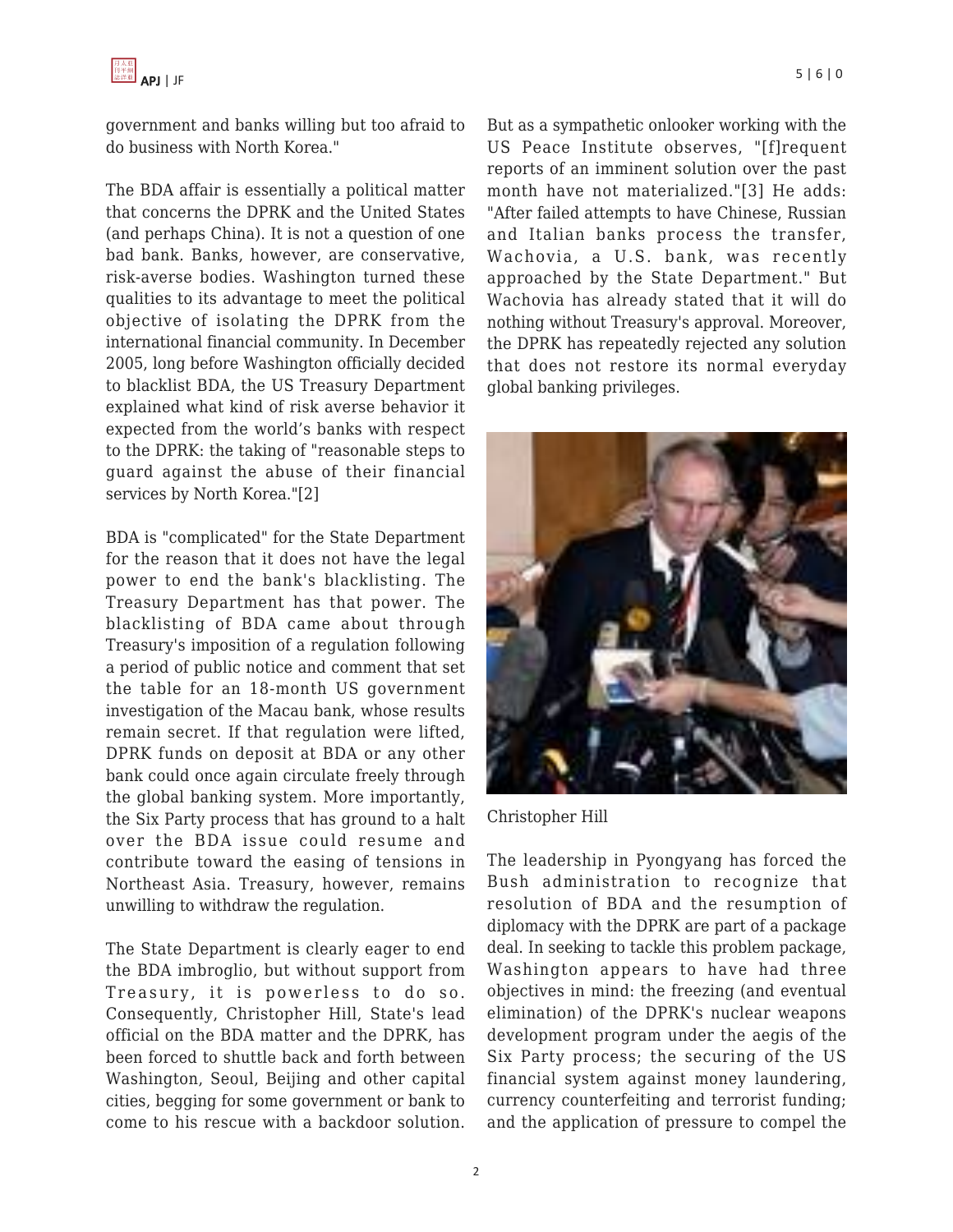government and banks willing but too afraid to do business with North Korea."

The BDA affair is essentially a political matter that concerns the DPRK and the United States (and perhaps China). It is not a question of one bad bank. Banks, however, are conservative, risk-averse bodies. Washington turned these qualities to its advantage to meet the political objective of isolating the DPRK from the international financial community. In December 2005, long before Washington officially decided to blacklist BDA, the US Treasury Department explained what kind of risk averse behavior it expected from the world's banks with respect to the DPRK: the taking of "reasonable steps to guard against the abuse of their financial services by North Korea."[2]

BDA is "complicated" for the State Department for the reason that it does not have the legal power to end the bank's blacklisting. The Treasury Department has that power. The blacklisting of BDA came about through Treasury's imposition of a regulation following a period of public notice and comment that set the table for an 18-month US government investigation of the Macau bank, whose results remain secret. If that regulation were lifted, DPRK funds on deposit at BDA or any other bank could once again circulate freely through the global banking system. More importantly, the Six Party process that has ground to a halt over the BDA issue could resume and contribute toward the easing of tensions in Northeast Asia. Treasury, however, remains unwilling to withdraw the regulation.

The State Department is clearly eager to end the BDA imbroglio, but without support from Treasury, it is powerless to do so. Consequently, Christopher Hill, State's lead official on the BDA matter and the DPRK, has been forced to shuttle back and forth between Washington, Seoul, Beijing and other capital cities, begging for some government or bank to come to his rescue with a backdoor solution. But as a sympathetic onlooker working with the US Peace Institute observes, "[f]requent reports of an imminent solution over the past month have not materialized."[3] He adds: "After failed attempts to have Chinese, Russian and Italian banks process the transfer, Wachovia, a U.S. bank, was recently approached by the State Department." But Wachovia has already stated that it will do nothing without Treasury's approval. Moreover, the DPRK has repeatedly rejected any solution that does not restore its normal everyday global banking privileges.

Christopher Hill

The leadership in Pyongyang has forced the Bush administration to recognize that resolution of BDA and the resumption of diplomacy with the DPRK are part of a package deal. In seeking to tackle this problem package, Washington appears to have had three objectives in mind: the freezing (and eventual elimination) of the DPRK's nuclear weapons development program under the aegis of the Six Party process; the securing of the US financial system against money laundering, currency counterfeiting and terrorist funding; and the application of pressure to compel the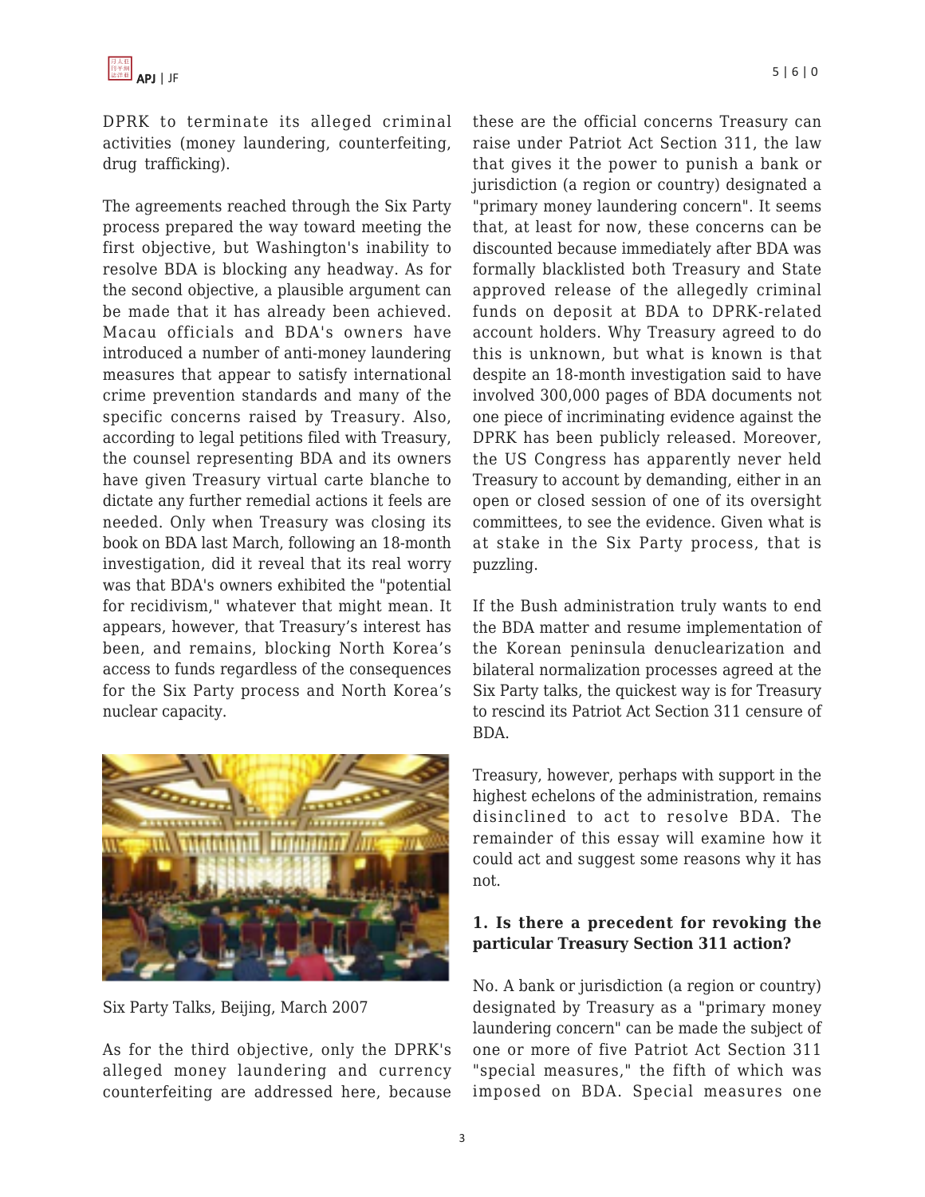DPRK to terminate its alleged criminal activities (money laundering, counterfeiting, drug trafficking).

The agreements reached through the Six Party process prepared the way toward meeting the first objective, but Washington's inability to resolve BDA is blocking any headway. As for the second objective, a plausible argument can be made that it has already been achieved. Macau officials and BDA's owners have introduced a number of anti-money laundering measures that appear to satisfy international crime prevention standards and many of the specific concerns raised by Treasury. Also, according to legal petitions filed with Treasury, the counsel representing BDA and its owners have given Treasury virtual carte blanche to dictate any further remedial actions it feels are needed. Only when Treasury was closing its book on BDA last March, following an 18-month investigation, did it reveal that its real worry was that BDA's owners exhibited the "potential for recidivism," whatever that might mean. It appears, however, that Treasury's interest has been, and remains, blocking North Korea's access to funds regardless of the consequences for the Six Party process and North Korea's nuclear capacity.

Six Party Talks, Beijing, March 2007

As for the third objective, only the DPRK's alleged money laundering and currency counterfeiting are addressed here, because these are the official concerns Treasury can raise under Patriot Act Section 311, the law that gives it the power to punish a bank or jurisdiction (a region or country) designated a "primary money laundering concern". It seems that, at least for now, these concerns can be discounted because immediately after BDA was formally blacklisted both Treasury and State approved release of the allegedly criminal funds on deposit at BDA to DPRK-related account holders. Why Treasury agreed to do this is unknown, but what is known is that despite an 18-month investigation said to have involved 300,000 pages of BDA documents not one piece of incriminating evidence against the DPRK has been publicly released. Moreover, the US Congress has apparently never held Treasury to account by demanding, either in an open or closed session of one of its oversight committees, to see the evidence. Given what is at stake in the Six Party process, that is puzzling.

If the Bush administration truly wants to end the BDA matter and resume implementation of the Korean peninsula denuclearization and bilateral normalization processes agreed at the Six Party talks, the quickest way is for Treasury to rescind its Patriot Act Section 311 censure of BDA.

Treasury, however, perhaps with support in the highest echelons of the administration, remains disinclined to act to resolve BDA. The remainder of this essay will examine how it could act and suggest some reasons why it has not.

**1. Is there a precedent for revoking the particular Treasury Section 311 action?**

No. A bank or jurisdiction (a region or country) designated by Treasury as a "primary money laundering concern" can be made the subject of one or more of five Patriot Act Section 311 "special measures," the fifth of which was imposed on BDA. Special measures one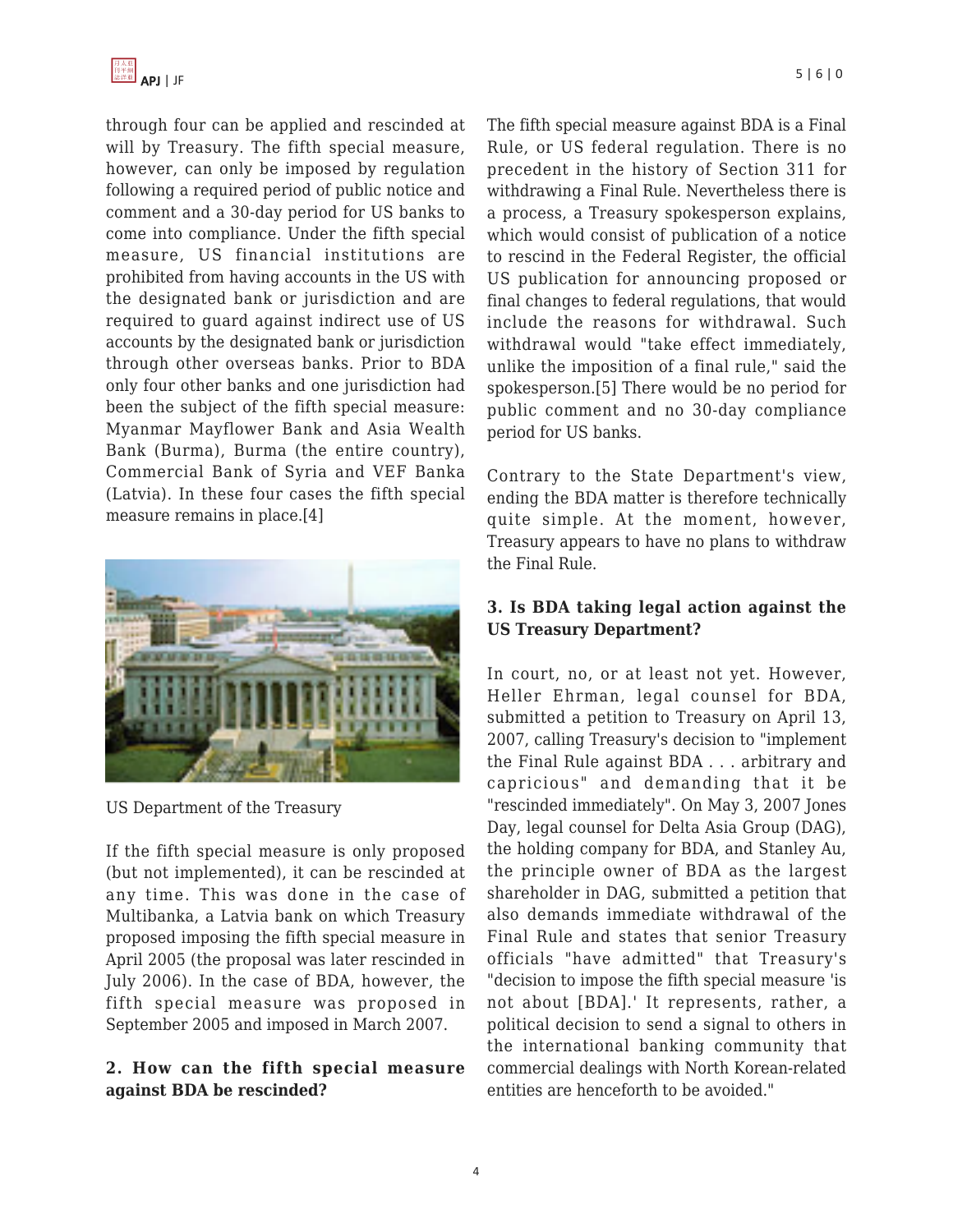through four can be applied and rescinded at will by Treasury. The fifth special measure, however, can only be imposed by regulation following a required period of public notice and comment and a 30-day period for US banks to come into compliance. Under the fifth special measure, US financial institutions are prohibited from having accounts in the US with the designated bank or jurisdiction and are required to guard against indirect use of US accounts by the designated bank or jurisdiction through other overseas banks. Prior to BDA only four other banks and one jurisdiction had been the subject of the fifth special measure: Myanmar Mayflower Bank and Asia Wealth Bank (Burma), Burma (the entire country), Commercial Bank of Syria and VEF Banka (Latvia). In these four cases the fifth special measure remains in place.[4]

US Department of the Treasury

If the fifth special measure is only proposed (but not implemented), it can be rescinded at any time. This was done in the case of Multibanka, a Latvia bank on which Treasury proposed imposing the fifth special measure in April 2005 (the proposal was later rescinded in July 2006). In the case of BDA, however, the fifth special measure was proposed in September 2005 and imposed in March 2007.

**2. How can the fifth special measure against BDA be rescinded?**

The fifth special measure against BDA is a Final Rule, or US federal regulation. There is no precedent in the history of Section 311 for withdrawing a Final Rule. Nevertheless there is a process, a Treasury spokesperson explains, which would consist of publication of a notice to rescind in the Federal Register, the official US publication for announcing proposed or final changes to federal regulations, that would include the reasons for withdrawal. Such withdrawal would "take effect immediately, unlike the imposition of a final rule," said the spokesperson.[5] There would be no period for public comment and no 30-day compliance period for US banks.

Contrary to the State Department's view, ending the BDA matter is therefore technically quite simple. At the moment, however, Treasury appears to have no plans to withdraw the Final Rule.

**3. Is BDA taking legal action against the US Treasury Department?**

In court, no, or at least not yet. However, Heller Ehrman, legal counsel for BDA, submitted a petition to Treasury on April 13, 2007, calling Treasury's decision to "implement the Final Rule against BDA . . . arbitrary and capricious" and demanding that it be "rescinded immediately". On May 3, 2007 Jones Day, legal counsel for Delta Asia Group (DAG), the holding company for BDA, and Stanley Au, the principle owner of BDA as the largest shareholder in DAG, submitted a petition that also demands immediate withdrawal of the Final Rule and states that senior Treasury officials "have admitted" that Treasury's "decision to impose the fifth special measure 'is not about [BDA].' It represents, rather, a political decision to send a signal to others in the international banking community that commercial dealings with North Korean-related entities are henceforth to be avoided."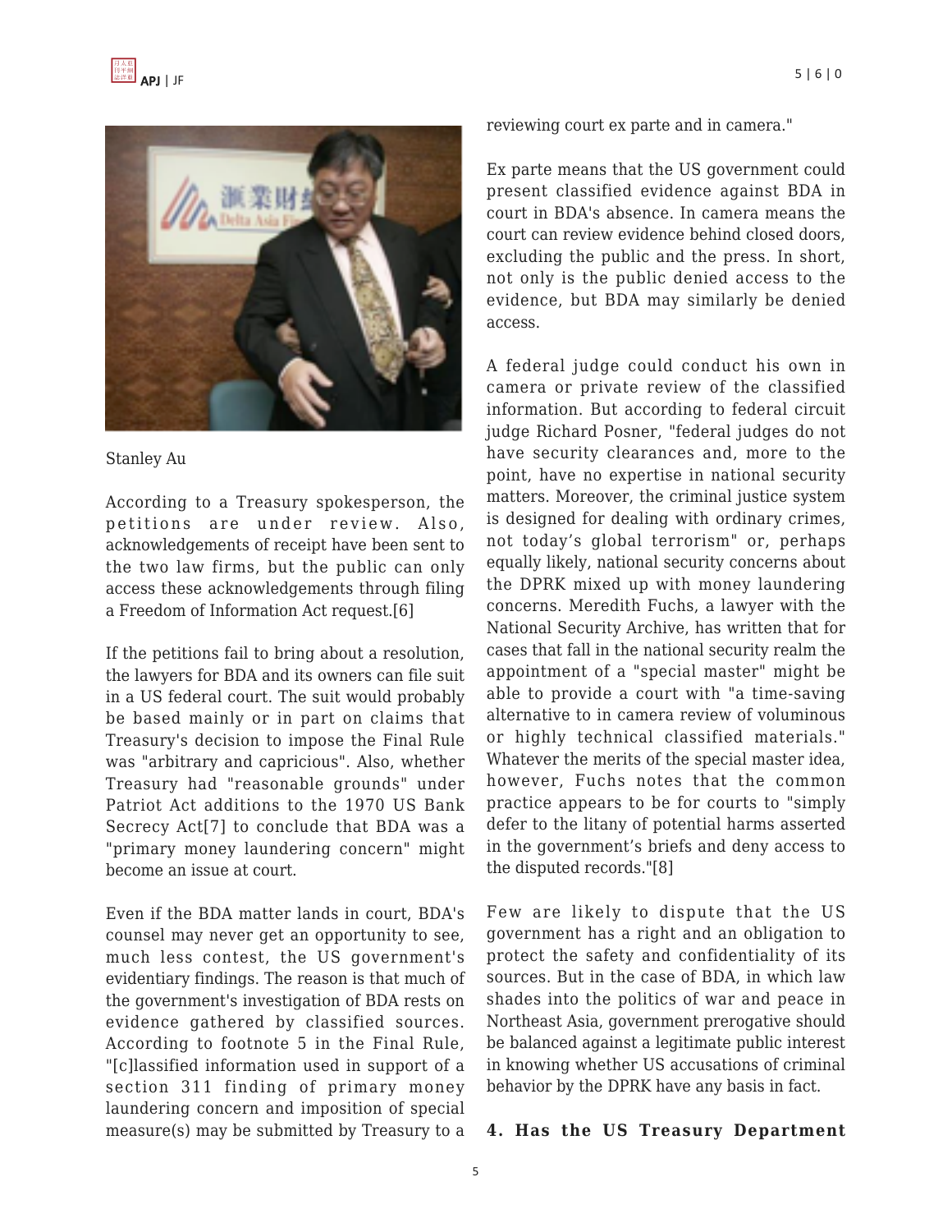Stanley Au

According to a Treasury spokesperson, the petitions are under review. Also, acknowledgements of receipt have been sent to the two law firms, but the public can only access these acknowledgements through filing a Freedom of Information Act request.[6]

If the petitions fail to bring about a resolution, the lawyers for BDA and its owners can file suit in a US federal court. The suit would probably be based mainly or in part on claims that Treasury's decision to impose the Final Rule was "arbitrary and capricious". Also, whether Treasury had "reasonable grounds" under Patriot Act additions to the 1970 US Bank Secrecy Act[7] to conclude that BDA was a "primary money laundering concern" might become an issue at court.

Even if the BDA matter lands in court, BDA's counsel may never get an opportunity to see, much less contest, the US government's evidentiary findings. The reason is that much of the government's investigation of BDA rests on evidence gathered by classified sources. According to footnote 5 in the Final Rule, "[c]lassified information used in support of a section 311 finding of primary money laundering concern and imposition of special measure(s) may be submitted by Treasury to a reviewing court ex parte and in camera."

Ex parte means that the US government could present classified evidence against BDA in court in BDA's absence. In camera means the court can review evidence behind closed doors, excluding the public and the press. In short, not only is the public denied access to the evidence, but BDA may similarly be denied access.

A federal judge could conduct his own in camera or private review of the classified information. But according to federal circuit judge Richard Posner, "federal judges do not have security clearances and, more to the point, have no expertise in national security matters. Moreover, the criminal justice system is designed for dealing with ordinary crimes, not today's global terrorism" or, perhaps equally likely, national security concerns about the DPRK mixed up with money laundering concerns. Meredith Fuchs, a lawyer with the National Security Archive, has written that for cases that fall in the national security realm the appointment of a "special master" might be able to provide a court with "a time-saving alternative to in camera review of voluminous or highly technical classified materials." Whatever the merits of the special master idea, however, Fuchs notes that the common practice appears to be for courts to "simply defer to the litany of potential harms asserted in the government's briefs and deny access to the disputed records."[8]

Few are likely to dispute that the US government has a right and an obligation to protect the safety and confidentiality of its sources. But in the case of BDA, in which law shades into the politics of war and peace in Northeast Asia, government prerogative should be balanced against a legitimate public interest in knowing whether US accusations of criminal behavior by the DPRK have any basis in fact.

**4. Has the US Treasury Department**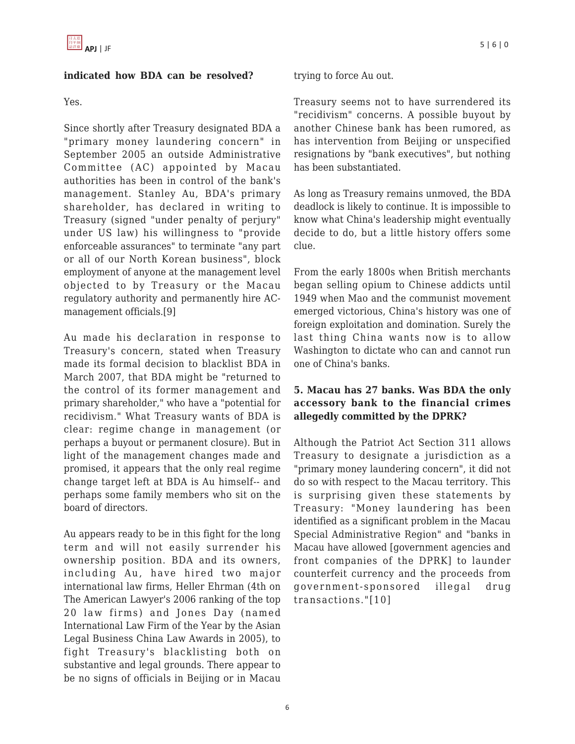**indicated how BDA can be resolved?**

Yes.

Since shortly after Treasury designated BDA a "primary money laundering concern" in September 2005 an outside Administrative Committee (AC) appointed by Macau authorities has been in control of the bank's management. Stanley Au, BDA's primary shareholder, has declared in writing to Treasury (signed "under penalty of perjury" under US law) his willingness to "provide enforceable assurances" to terminate "any part or all of our North Korean business", block employment of anyone at the management level objected to by Treasury or the Macau regulatory authority and permanently hire AC-management officials.[9]

Au made his declaration in response to Treasury's concern, stated when Treasury made its formal decision to blacklist BDA in March 2007, that BDA might be "returned to the control of its former management and primary shareholder," who have a "potential for recidivism." What Treasury wants of BDA is clear: regime change in management (or perhaps a buyout or permanent closure). But in light of the management changes made and promised, it appears that the only real regime change target left at BDA is Au himself-- and perhaps some family members who sit on the board of directors.

Au appears ready to be in this fight for the long term and will not easily surrender his ownership position. BDA and its owners, including Au, have hired two major international law firms, Heller Ehrman (4th on The American Lawyer's 2006 ranking of the top 20 law firms) and Jones Day (named International Law Firm of the Year by the Asian Legal Business China Law Awards in 2005), to fight Treasury's blacklisting both on substantive and legal grounds. There appear to be no signs of officials in Beijing or in Macau trying to force Au out.

Treasury seems not to have surrendered its "recidivism" concerns. A possible buyout by another Chinese bank has been rumored, as has intervention from Beijing or unspecified resignations by "bank executives", but nothing has been substantiated.

As long as Treasury remains unmoved, the BDA deadlock is likely to continue. It is impossible to know what China's leadership might eventually decide to do, but a little history offers some clue.

From the early 1800s when British merchants began selling opium to Chinese addicts until 1949 when Mao and the communist movement emerged victorious, China's history was one of foreign exploitation and domination. Surely the last thing China wants now is to allow Washington to dictate who can and cannot run one of China's banks.

**5. Macau has 27 banks. Was BDA the only accessory bank to the financial crimes allegedly committed by the DPRK?**

Although the Patriot Act Section 311 allows Treasury to designate a jurisdiction as a "primary money laundering concern", it did not do so with respect to the Macau territory. This is surprising given these statements by Treasury: "Money laundering has been identified as a significant problem in the Macau Special Administrative Region" and "banks in Macau have allowed [government agencies and front companies of the DPRK] to launder counterfeit currency and the proceeds from government-sponsored illegal drug transactions."[10]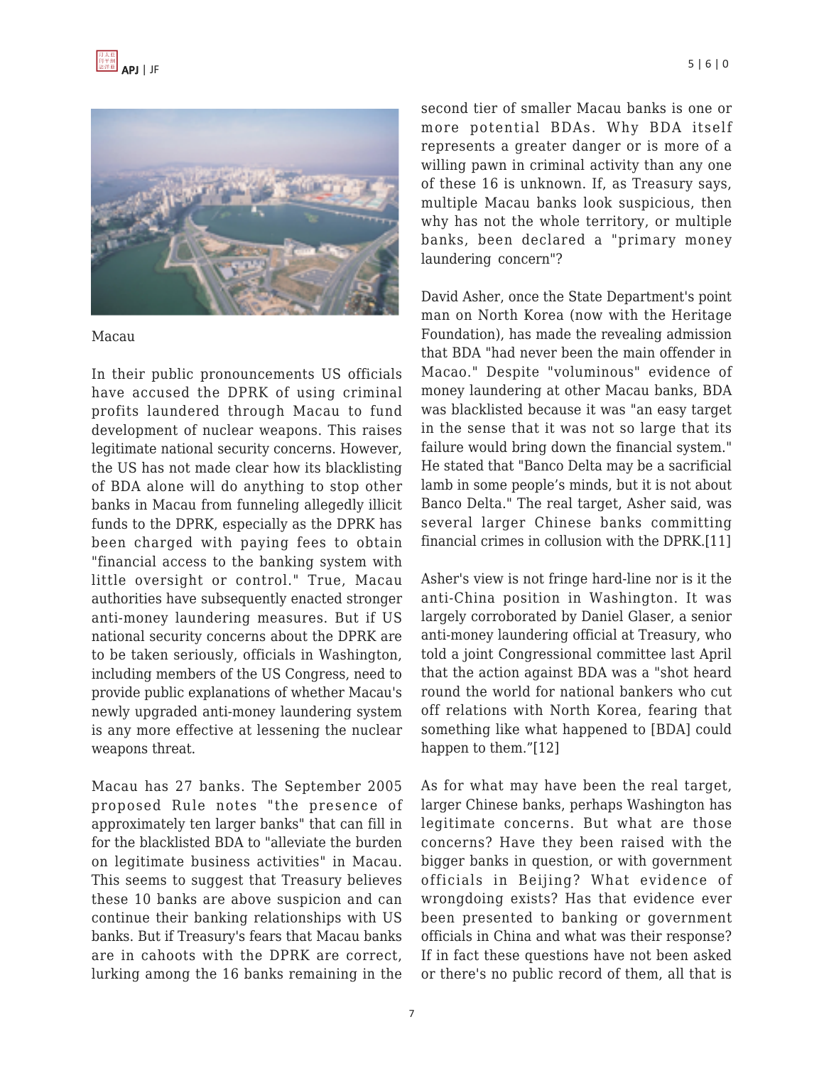Macau

In their public pronouncements US officials have accused the DPRK of using criminal profits laundered through Macau to fund development of nuclear weapons. This raises legitimate national security concerns. However, the US has not made clear how its blacklisting of BDA alone will do anything to stop other banks in Macau from funneling allegedly illicit funds to the DPRK, especially as the DPRK has been charged with paying fees to obtain "financial access to the banking system with little oversight or control." True, Macau authorities have subsequently enacted stronger anti-money laundering measures. But if US national security concerns about the DPRK are to be taken seriously, officials in Washington, including members of the US Congress, need to provide public explanations of whether Macau's newly upgraded anti-money laundering system is any more effective at lessening the nuclear weapons threat.

Macau has 27 banks. The September 2005 proposed Rule notes "the presence of approximately ten larger banks" that can fill in for the blacklisted BDA to "alleviate the burden on legitimate business activities" in Macau. This seems to suggest that Treasury believes these 10 banks are above suspicion and can continue their banking relationships with US banks. But if Treasury's fears that Macau banks are in cahoots with the DPRK are correct, lurking among the 16 banks remaining in the second tier of smaller Macau banks is one or more potential BDAs. Why BDA itself represents a greater danger or is more of a willing pawn in criminal activity than any one of these 16 is unknown. If, as Treasury says, multiple Macau banks look suspicious, then why has not the whole territory, or multiple banks, been declared a "primary money laundering concern"?

David Asher, once the State Department's point man on North Korea (now with the Heritage Foundation), has made the revealing admission that BDA "had never been the main offender in Macao." Despite "voluminous" evidence of money laundering at other Macau banks, BDA was blacklisted because it was "an easy target in the sense that it was not so large that its failure would bring down the financial system." He stated that "Banco Delta may be a sacrificial lamb in some people's minds, but it is not about Banco Delta." The real target, Asher said, was several larger Chinese banks committing financial crimes in collusion with the DPRK.[11]

Asher's view is not fringe hard-line nor is it the anti-China position in Washington. It was largely corroborated by Daniel Glaser, a senior anti-money laundering official at Treasury, who told a joint Congressional committee last April that the action against BDA was a "shot heard round the world for national bankers who cut off relations with North Korea, fearing that something like what happened to [BDA] could happen to them."[12]

As for what may have been the real target, larger Chinese banks, perhaps Washington has legitimate concerns. But what are those concerns? Have they been raised with the bigger banks in question, or with government officials in Beijing? What evidence of wrongdoing exists? Has that evidence ever been presented to banking or government officials in China and what was their response? If in fact these questions have not been asked or there's no public record of them, all that is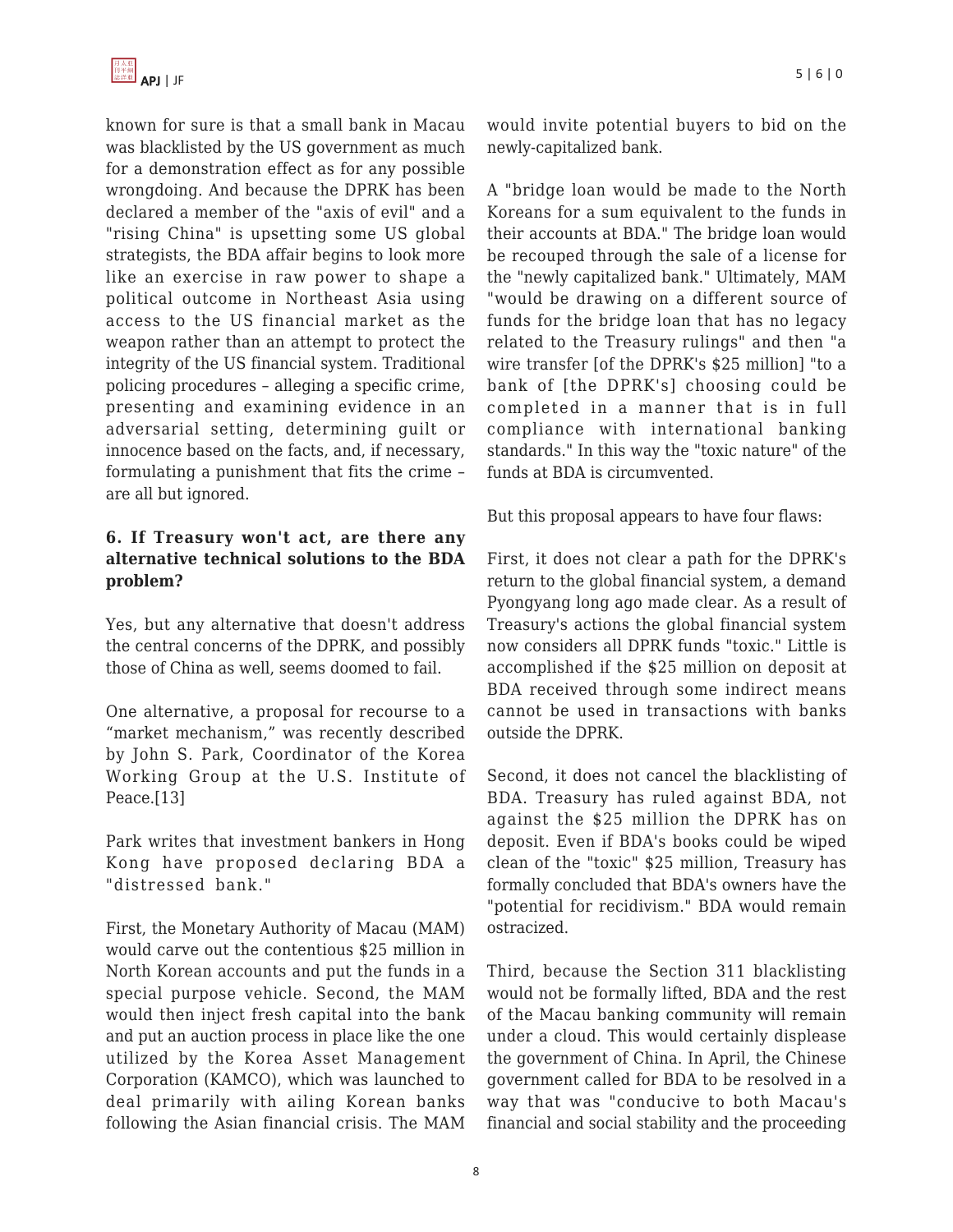known for sure is that a small bank in Macau was blacklisted by the US government as much for a demonstration effect as for any possible wrongdoing. And because the DPRK has been declared a member of the "axis of evil" and a "rising China" is upsetting some US global strategists, the BDA affair begins to look more like an exercise in raw power to shape a political outcome in Northeast Asia using access to the US financial market as the weapon rather than an attempt to protect the integrity of the US financial system. Traditional policing procedures – alleging a specific crime, presenting and examining evidence in an adversarial setting, determining guilt or innocence based on the facts, and, if necessary, formulating a punishment that fits the crime – are all but ignored.

### 6. If Treasury won't act, are there any alternative technical solutions to the BDA problem?

Yes, but any alternative that doesn't address the central concerns of the DPRK, and possibly those of China as well, seems doomed to fail.

One alternative, a proposal for recourse to a "market mechanism," was recently described by John S. Park, Coordinator of the Korea Working Group at the U.S. Institute of Peace.[13]

Park writes that investment bankers in Hong Kong have proposed declaring BDA a "distressed bank."

First, the Monetary Authority of Macau (MAM) would carve out the contentious $25 million in North Korean accounts and put the funds in a special purpose vehicle. Second, the MAM would then inject fresh capital into the bank and put an auction process in place like the one utilized by the Korea Asset Management Corporation (KAMCO), which was launched to deal primarily with ailing Korean banks following the Asian financial crisis. The MAM would invite potential buyers to bid on the newly-capitalized bank.

A "bridge loan would be made to the North Koreans for a sum equivalent to the funds in their accounts at BDA." The bridge loan would be recouped through the sale of a license for the "newly capitalized bank." Ultimately, MAM "would be drawing on a different source of funds for the bridge loan that has no legacy related to the Treasury rulings" and then "a wire transfer [of the DPRK's $25 million] "to a bank of [the DPRK's] choosing could be completed in a manner that is in full compliance with international banking standards." In this way the "toxic nature" of the funds at BDA is circumvented.

But this proposal appears to have four flaws:

First, it does not clear a path for the DPRK's return to the global financial system, a demand Pyongyang long ago made clear. As a result of Treasury's actions the global financial system now considers all DPRK funds "toxic." Little is accomplished if the $25 million on deposit at BDA received through some indirect means cannot be used in transactions with banks outside the DPRK.

Second, it does not cancel the blacklisting of BDA. Treasury has ruled against BDA, not against the $25 million the DPRK has on deposit. Even if BDA's books could be wiped clean of the "toxic" $25 million, Treasury has formally concluded that BDA's owners have the "potential for recidivism." BDA would remain ostracized.

Third, because the Section 311 blacklisting would not be formally lifted, BDA and the rest of the Macau banking community will remain under a cloud. This would certainly displease the government of China. In April, the Chinese government called for BDA to be resolved in a way that was "conducive to both Macau's financial and social stability and the proceeding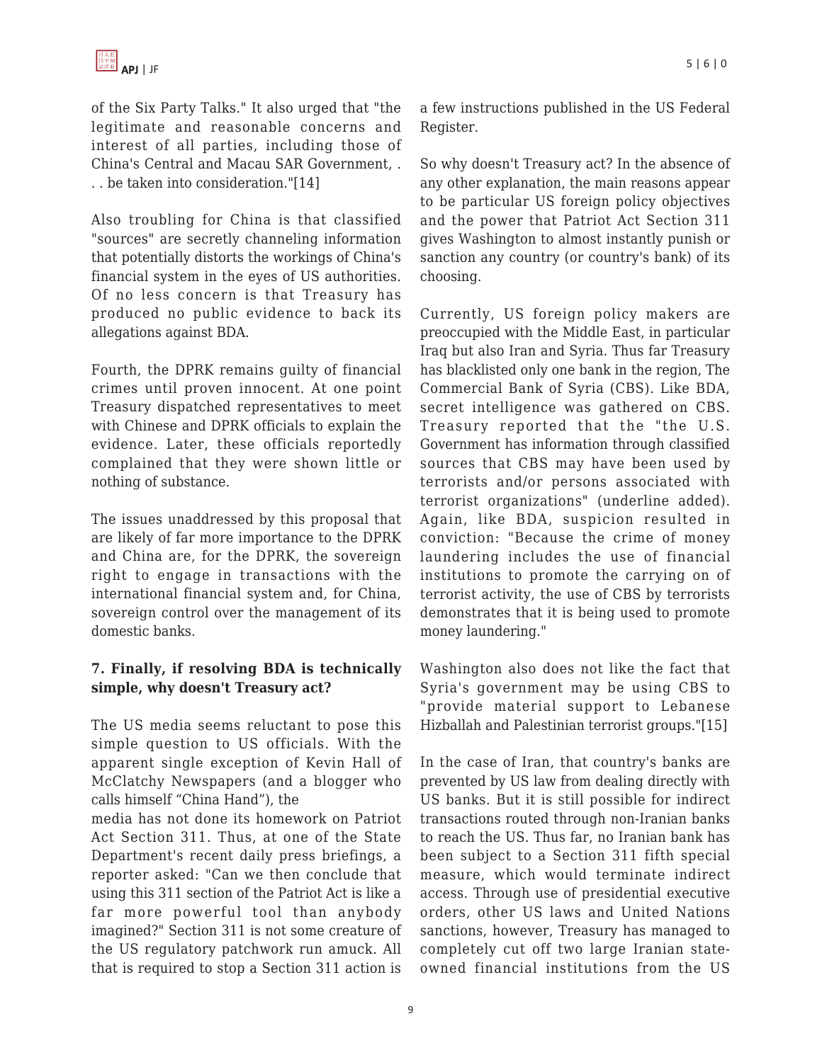of the Six Party Talks." It also urged that "the legitimate and reasonable concerns and interest of all parties, including those of China's Central and Macau SAR Government, . . . be taken into consideration."[14]

Also troubling for China is that classified "sources" are secretly channeling information that potentially distorts the workings of China's financial system in the eyes of US authorities. Of no less concern is that Treasury has produced no public evidence to back its allegations against BDA.

Fourth, the DPRK remains guilty of financial crimes until proven innocent. At one point Treasury dispatched representatives to meet with Chinese and DPRK officials to explain the evidence. Later, these officials reportedly complained that they were shown little or nothing of substance.

The issues unaddressed by this proposal that are likely of far more importance to the DPRK and China are, for the DPRK, the sovereign right to engage in transactions with the international financial system and, for China, sovereign control over the management of its domestic banks.

### 7. Finally, if resolving BDA is technically simple, why doesn't Treasury act?

The US media seems reluctant to pose this simple question to US officials. With the apparent single exception of Kevin Hall of McClatchy Newspapers (and a blogger who calls himself "China Hand"), the media has not done its homework on Patriot Act Section 311. Thus, at one of the State Department's recent daily press briefings, a reporter asked: "Can we then conclude that using this 311 section of the Patriot Act is like a far more powerful tool than anybody imagined?" Section 311 is not some creature of the US regulatory patchwork run amuck. All that is required to stop a Section 311 action is a few instructions published in the US Federal Register.

So why doesn't Treasury act? In the absence of any other explanation, the main reasons appear to be particular US foreign policy objectives and the power that Patriot Act Section 311 gives Washington to almost instantly punish or sanction any country (or country's bank) of its choosing.

Currently, US foreign policy makers are preoccupied with the Middle East, in particular Iraq but also Iran and Syria. Thus far Treasury has blacklisted only one bank in the region, The Commercial Bank of Syria (CBS). Like BDA, secret intelligence was gathered on CBS. Treasury reported that the "the U.S. Government has information through classified sources that CBS may have been used by terrorists and/or persons associated with terrorist organizations" (underline added). Again, like BDA, suspicion resulted in conviction: "Because the crime of money laundering includes the use of financial institutions to promote the carrying on of terrorist activity, the use of CBS by terrorists demonstrates that it is being used to promote money laundering."

Washington also does not like the fact that Syria's government may be using CBS to "provide material support to Lebanese Hizballah and Palestinian terrorist groups."[15]

In the case of Iran, that country's banks are prevented by US law from dealing directly with US banks. But it is still possible for indirect transactions routed through non-Iranian banks to reach the US. Thus far, no Iranian bank has been subject to a Section 311 fifth special measure, which would terminate indirect access. Through use of presidential executive orders, other US laws and United Nations sanctions, however, Treasury has managed to completely cut off two large Iranian state-owned financial institutions from the US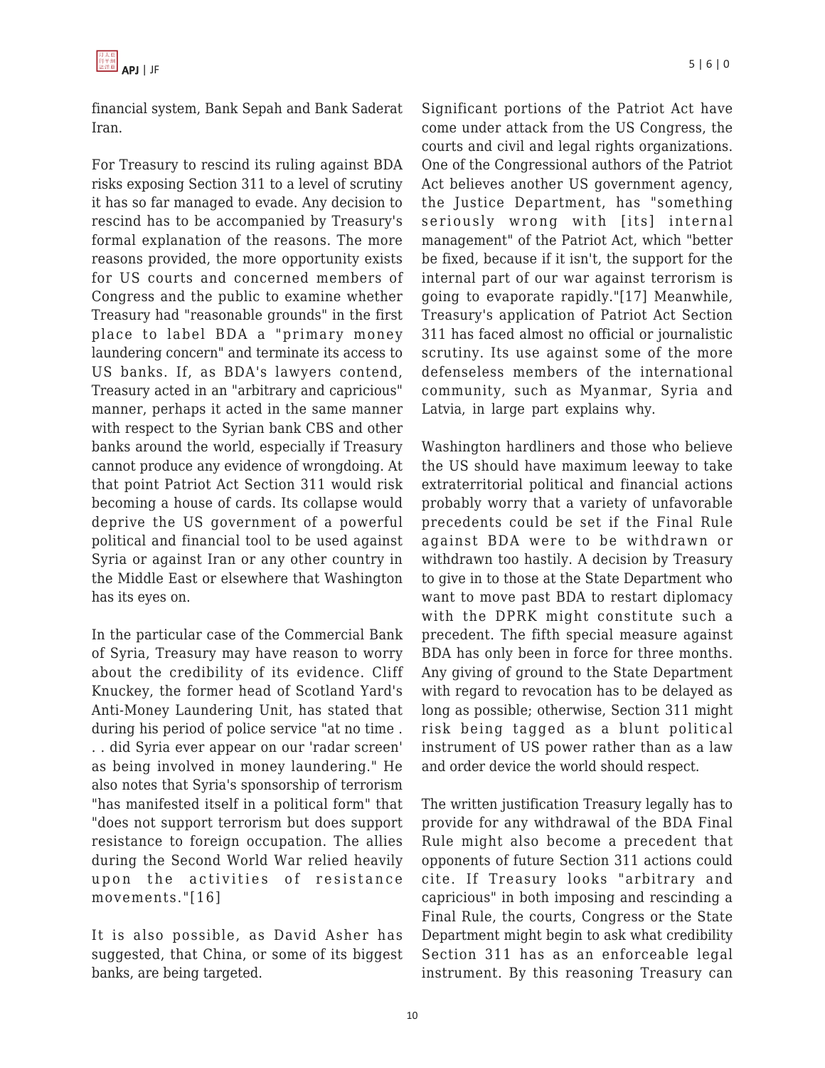financial system, Bank Sepah and Bank Saderat Iran.

For Treasury to rescind its ruling against BDA risks exposing Section 311 to a level of scrutiny it has so far managed to evade. Any decision to rescind has to be accompanied by Treasury's formal explanation of the reasons. The more reasons provided, the more opportunity exists for US courts and concerned members of Congress and the public to examine whether Treasury had "reasonable grounds" in the first place to label BDA a "primary money laundering concern" and terminate its access to US banks. If, as BDA's lawyers contend, Treasury acted in an "arbitrary and capricious" manner, perhaps it acted in the same manner with respect to the Syrian bank CBS and other banks around the world, especially if Treasury cannot produce any evidence of wrongdoing. At that point Patriot Act Section 311 would risk becoming a house of cards. Its collapse would deprive the US government of a powerful political and financial tool to be used against Syria or against Iran or any other country in the Middle East or elsewhere that Washington has its eyes on.

In the particular case of the Commercial Bank of Syria, Treasury may have reason to worry about the credibility of its evidence. Cliff Knuckey, the former head of Scotland Yard's Anti-Money Laundering Unit, has stated that during his period of police service "at no time . . . did Syria ever appear on our 'radar screen' as being involved in money laundering." He also notes that Syria's sponsorship of terrorism "has manifested itself in a political form" that "does not support terrorism but does support resistance to foreign occupation. The allies during the Second World War relied heavily upon the activities of resistance movements."[16]

It is also possible, as David Asher has suggested, that China, or some of its biggest banks, are being targeted.

Significant portions of the Patriot Act have come under attack from the US Congress, the courts and civil and legal rights organizations. One of the Congressional authors of the Patriot Act believes another US government agency, the Justice Department, has "something seriously wrong with [its] internal management" of the Patriot Act, which "better be fixed, because if it isn't, the support for the internal part of our war against terrorism is going to evaporate rapidly."[17] Meanwhile, Treasury's application of Patriot Act Section 311 has faced almost no official or journalistic scrutiny. Its use against some of the more defenseless members of the international community, such as Myanmar, Syria and Latvia, in large part explains why.

Washington hardliners and those who believe the US should have maximum leeway to take extraterritorial political and financial actions probably worry that a variety of unfavorable precedents could be set if the Final Rule against BDA were to be withdrawn or withdrawn too hastily. A decision by Treasury to give in to those at the State Department who want to move past BDA to restart diplomacy with the DPRK might constitute such a precedent. The fifth special measure against BDA has only been in force for three months. Any giving of ground to the State Department with regard to revocation has to be delayed as long as possible; otherwise, Section 311 might risk being tagged as a blunt political instrument of US power rather than as a law and order device the world should respect.

The written justification Treasury legally has to provide for any withdrawal of the BDA Final Rule might also become a precedent that opponents of future Section 311 actions could cite. If Treasury looks "arbitrary and capricious" in both imposing and rescinding a Final Rule, the courts, Congress or the State Department might begin to ask what credibility Section 311 has as an enforceable legal instrument. By this reasoning Treasury can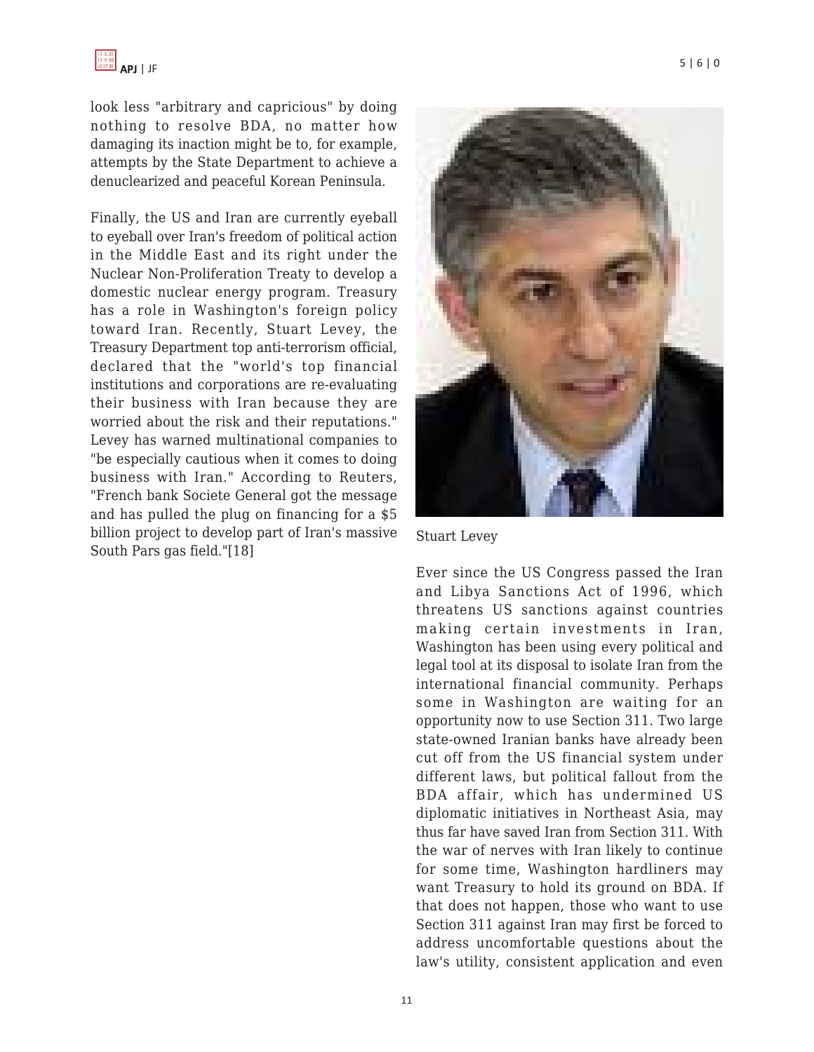look less "arbitrary and capricious" by doing nothing to resolve BDA, no matter how damaging its inaction might be to, for example, attempts by the State Department to achieve a denuclearized and peaceful Korean Peninsula.

Finally, the US and Iran are currently eyeball to eyeball over Iran's freedom of political action in the Middle East and its right under the Nuclear Non-Proliferation Treaty to develop a domestic nuclear energy program. Treasury has a role in Washington's foreign policy toward Iran. Recently, Stuart Levey, the Treasury Department top anti-terrorism official, declared that the "world's top financial institutions and corporations are re-evaluating their business with Iran because they are worried about the risk and their reputations." Levey has warned multinational companies to "be especially cautious when it comes to doing business with Iran." According to Reuters, "French bank Societe General got the message and has pulled the plug on financing for a $5 billion project to develop part of Iran's massive South Pars gas field."[18]

Stuart Levey

Ever since the US Congress passed the Iran and Libya Sanctions Act of 1996, which threatens US sanctions against countries making certain investments in Iran, Washington has been using every political and legal tool at its disposal to isolate Iran from the international financial community. Perhaps some in Washington are waiting for an opportunity now to use Section 311. Two large state-owned Iranian banks have already been cut off from the US financial system under different laws, but political fallout from the BDA affair, which has undermined US diplomatic initiatives in Northeast Asia, may thus far have saved Iran from Section 311. With the war of nerves with Iran likely to continue for some time, Washington hardliners may want Treasury to hold its ground on BDA. If that does not happen, those who want to use Section 311 against Iran may first be forced to address uncomfortable questions about the law's utility, consistent application and even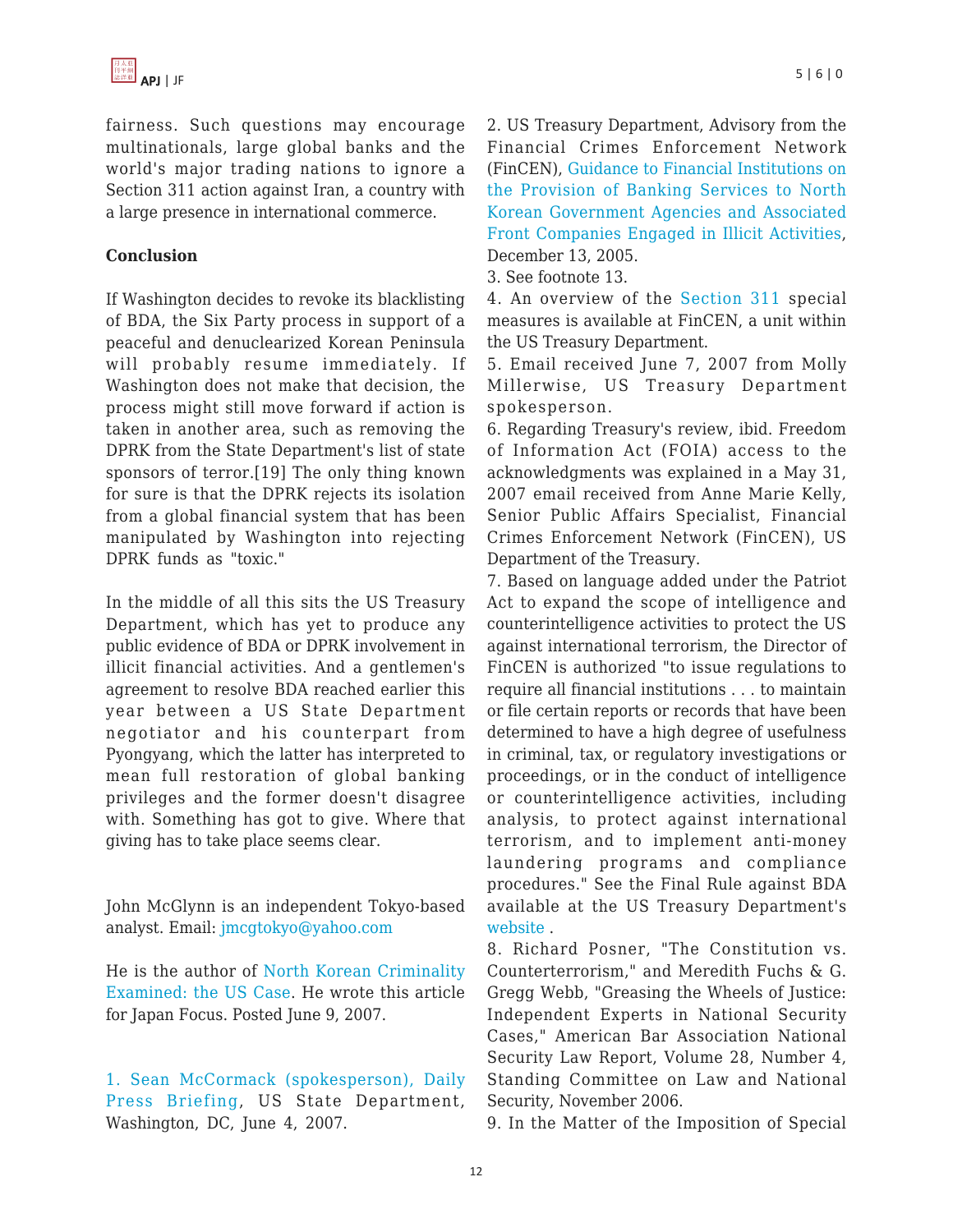fairness. Such questions may encourage multinationals, large global banks and the world's major trading nations to ignore a Section 311 action against Iran, a country with a large presence in international commerce.

**Conclusion**

If Washington decides to revoke its blacklisting of BDA, the Six Party process in support of a peaceful and denuclearized Korean Peninsula will probably resume immediately. If Washington does not make that decision, the process might still move forward if action is taken in another area, such as removing the DPRK from the State Department's list of state sponsors of terror.[19] The only thing known for sure is that the DPRK rejects its isolation from a global financial system that has been manipulated by Washington into rejecting DPRK funds as "toxic."

In the middle of all this sits the US Treasury Department, which has yet to produce any public evidence of BDA or DPRK involvement in illicit financial activities. And a gentlemen's agreement to resolve BDA reached earlier this year between a US State Department negotiator and his counterpart from Pyongyang, which the latter has interpreted to mean full restoration of global banking privileges and the former doesn't disagree with. Something has got to give. Where that giving has to take place seems clear.

John McGlynn is an independent Tokyo-based analyst. Email: jmcgtokyo@yahoo.com

He is the author of North Korean Criminality Examined: the US Case. He wrote this article for Japan Focus. Posted June 9, 2007.

1. Sean McCormack (spokesperson), Daily Press Briefing, US State Department, Washington, DC, June 4, 2007.

2. US Treasury Department, Advisory from the Financial Crimes Enforcement Network (FinCEN), Guidance to Financial Institutions on the Provision of Banking Services to North Korean Government Agencies and Associated Front Companies Engaged in Illicit Activities, December 13, 2005.

3. See footnote 13.

4. An overview of the Section 311 special measures is available at FinCEN, a unit within the US Treasury Department.

5. Email received June 7, 2007 from Molly Millerwise, US Treasury Department spokesperson.

6. Regarding Treasury's review, ibid. Freedom of Information Act (FOIA) access to the acknowledgments was explained in a May 31, 2007 email received from Anne Marie Kelly, Senior Public Affairs Specialist, Financial Crimes Enforcement Network (FinCEN), US Department of the Treasury.

7. Based on language added under the Patriot Act to expand the scope of intelligence and counterintelligence activities to protect the US against international terrorism, the Director of FinCEN is authorized "to issue regulations to require all financial institutions . . . to maintain or file certain reports or records that have been determined to have a high degree of usefulness in criminal, tax, or regulatory investigations or proceedings, or in the conduct of intelligence or counterintelligence activities, including analysis, to protect against international terrorism, and to implement anti-money laundering programs and compliance procedures." See the Final Rule against BDA available at the US Treasury Department's website .

8. Richard Posner, "The Constitution vs. Counterterrorism," and Meredith Fuchs & G. Gregg Webb, "Greasing the Wheels of Justice: Independent Experts in National Security Cases," American Bar Association National Security Law Report, Volume 28, Number 4, Standing Committee on Law and National Security, November 2006.

9. In the Matter of the Imposition of Special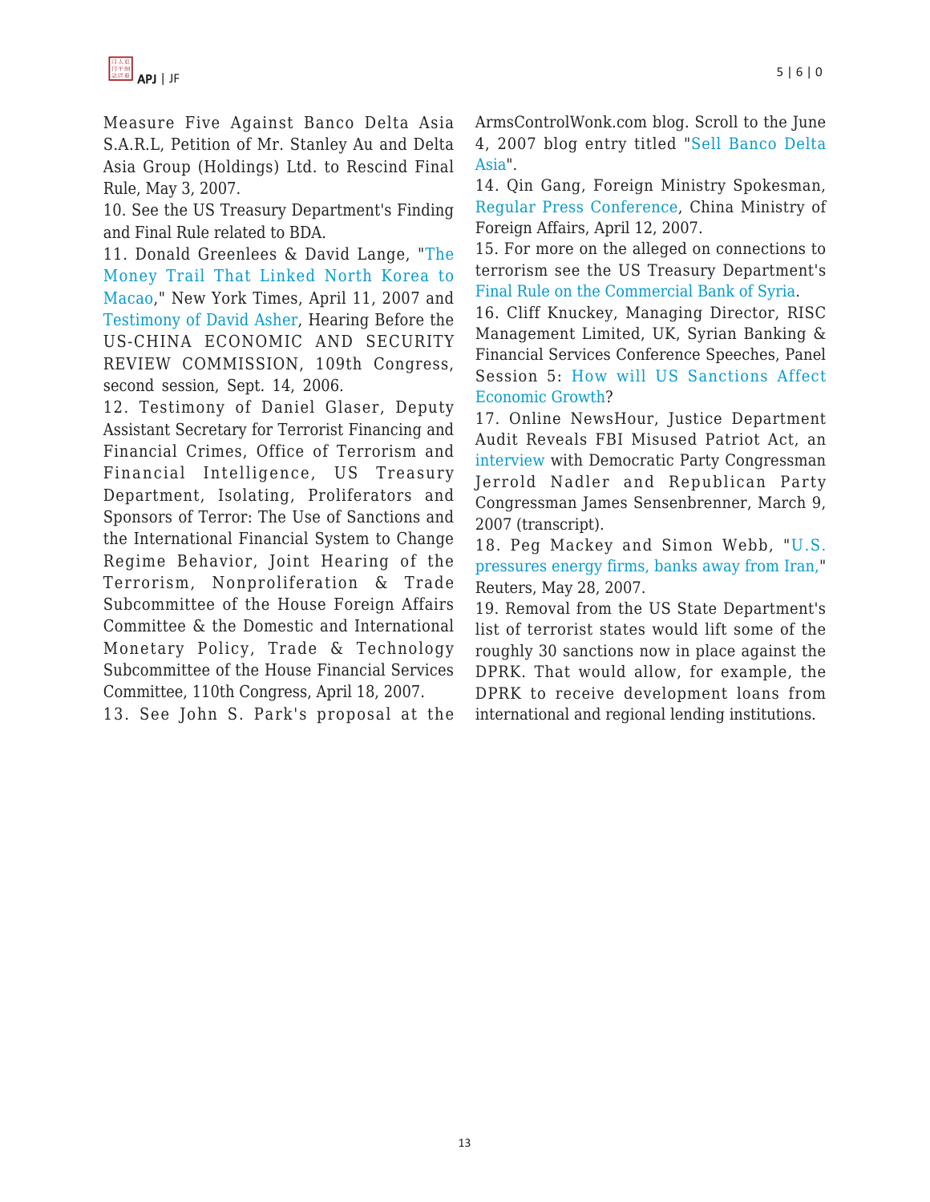Measure Five Against Banco Delta Asia S.A.R.L, Petition of Mr. Stanley Au and Delta Asia Group (Holdings) Ltd. to Rescind Final Rule, May 3, 2007.

10. See the US Treasury Department's Finding and Final Rule related to BDA.

11. Donald Greenlees & David Lange, "The Money Trail That Linked North Korea to Macao," New York Times, April 11, 2007 and Testimony of David Asher, Hearing Before the US-CHINA ECONOMIC AND SECURITY REVIEW COMMISSION, 109th Congress, second session, Sept. 14, 2006.

12. Testimony of Daniel Glaser, Deputy Assistant Secretary for Terrorist Financing and Financial Crimes, Office of Terrorism and Financial Intelligence, US Treasury Department, Isolating, Proliferators and Sponsors of Terror: The Use of Sanctions and the International Financial System to Change Regime Behavior, Joint Hearing of the Terrorism, Nonproliferation & Trade Subcommittee of the House Foreign Affairs Committee & the Domestic and International Monetary Policy, Trade & Technology Subcommittee of the House Financial Services Committee, 110th Congress, April 18, 2007.

13. See John S. Park's proposal at the ArmsControlWonk.com blog. Scroll to the June 4, 2007 blog entry titled "Sell Banco Delta Asia".

14. Qin Gang, Foreign Ministry Spokesman, Regular Press Conference, China Ministry of Foreign Affairs, April 12, 2007.

15. For more on the alleged on connections to terrorism see the US Treasury Department's Final Rule on the Commercial Bank of Syria.

16. Cliff Knuckey, Managing Director, RISC Management Limited, UK, Syrian Banking & Financial Services Conference Speeches, Panel Session 5: How will US Sanctions Affect Economic Growth?

17. Online NewsHour, Justice Department Audit Reveals FBI Misused Patriot Act, an interview with Democratic Party Congressman Jerrold Nadler and Republican Party Congressman James Sensenbrenner, March 9, 2007 (transcript).

18. Peg Mackey and Simon Webb, "U.S. pressures energy firms, banks away from Iran," Reuters, May 28, 2007.

19. Removal from the US State Department's list of terrorist states would lift some of the roughly 30 sanctions now in place against the DPRK. That would allow, for example, the DPRK to receive development loans from international and regional lending institutions.